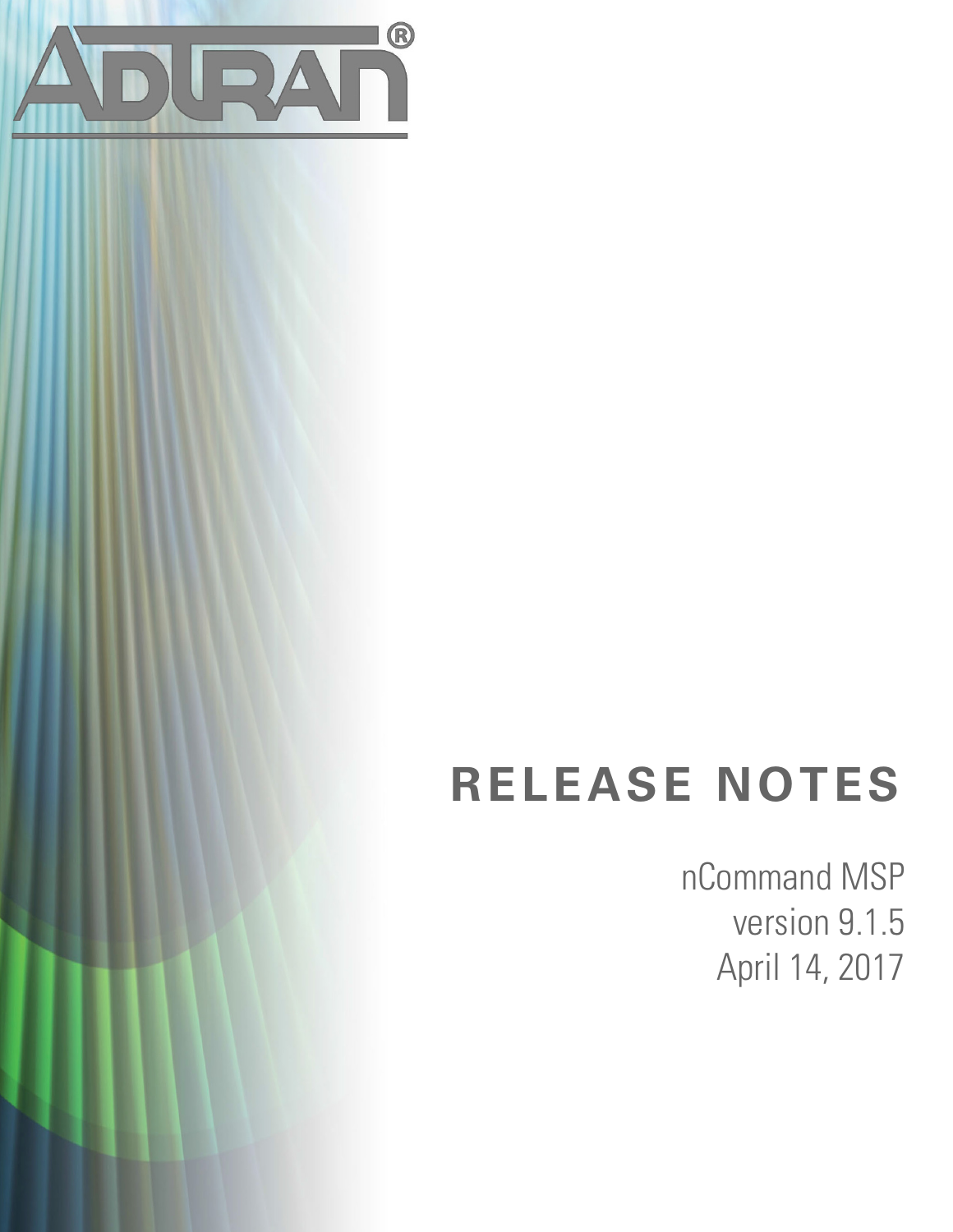# RELEASE NOTES

nCommand MSP
version 9.1.5
April 14, 2017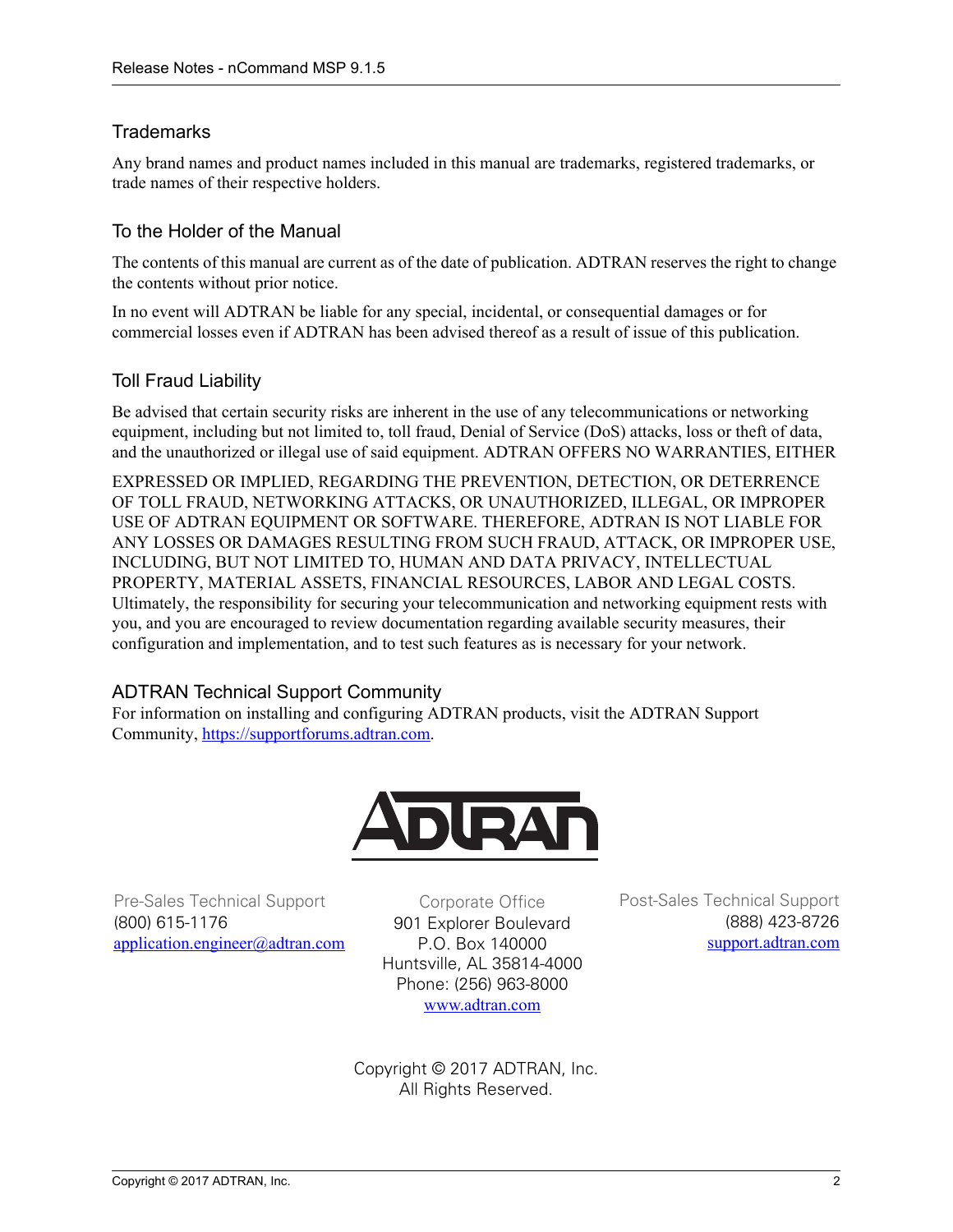## Trademarks

Any brand names and product names included in this manual are trademarks, registered trademarks, or trade names of their respective holders.

## To the Holder of the Manual

The contents of this manual are current as of the date of publication. ADTRAN reserves the right to change the contents without prior notice.

In no event will ADTRAN be liable for any special, incidental, or consequential damages or for commercial losses even if ADTRAN has been advised thereof as a result of issue of this publication.

## Toll Fraud Liability

Be advised that certain security risks are inherent in the use of any telecommunications or networking equipment, including but not limited to, toll fraud, Denial of Service (DoS) attacks, loss or theft of data, and the unauthorized or illegal use of said equipment. ADTRAN OFFERS NO WARRANTIES, EITHER EXPRESSED OR IMPLIED, REGARDING THE PREVENTION, DETECTION, OR DETERRENCE OF TOLL FRAUD, NETWORKING ATTACKS, OR UNAUTHORIZED, ILLEGAL, OR IMPROPER USE OF ADTRAN EQUIPMENT OR SOFTWARE. THEREFORE, ADTRAN IS NOT LIABLE FOR ANY LOSSES OR DAMAGES RESULTING FROM SUCH FRAUD, ATTACK, OR IMPROPER USE, INCLUDING, BUT NOT LIMITED TO, HUMAN AND DATA PRIVACY, INTELLECTUAL PROPERTY, MATERIAL ASSETS, FINANCIAL RESOURCES, LABOR AND LEGAL COSTS. Ultimately, the responsibility for securing your telecommunication and networking equipment rests with you, and you are encouraged to review documentation regarding available security measures, their configuration and implementation, and to test such features as is necessary for your network.

## ADTRAN Technical Support Community

For information on installing and configuring ADTRAN products, visit the ADTRAN Support Community, https://supportforums.adtran.com.

ADTRAN

Pre-Sales Technical Support
(800) 615-1176
application.engineer@adtran.com

Corporate Office
901 Explorer Boulevard
P.O. Box 140000
Huntsville, AL 35814-4000
Phone: (256) 963-8000
www.adtran.com

Post-Sales Technical Support
(888) 423-8726
support.adtran.com

Copyright © 2017 ADTRAN, Inc.
All Rights Reserved.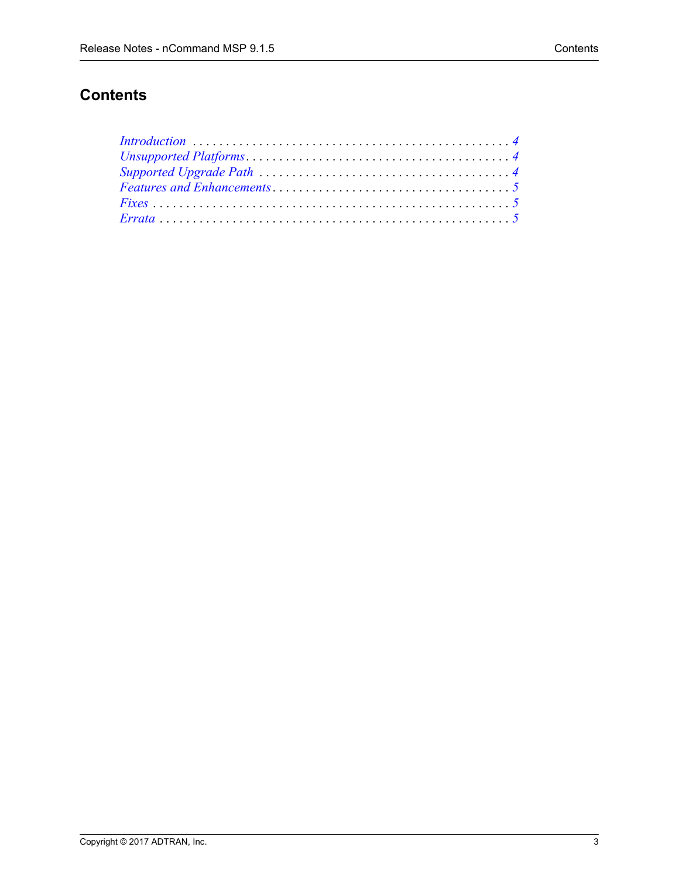# Contents

*Introduction* . . . . . . . . . . . . . . . . . . . . . . . . . . . . . . . . . . . . . . . . . . . . . . 4
*Unsupported Platforms* . . . . . . . . . . . . . . . . . . . . . . . . . . . . . . . . . . . . . . . 4
*Supported Upgrade Path* . . . . . . . . . . . . . . . . . . . . . . . . . . . . . . . . . . . . . 4
*Features and Enhancements* . . . . . . . . . . . . . . . . . . . . . . . . . . . . . . . . . . 5
*Fixes* . . . . . . . . . . . . . . . . . . . . . . . . . . . . . . . . . . . . . . . . . . . . . . . . . . . 5
*Errata* . . . . . . . . . . . . . . . . . . . . . . . . . . . . . . . . . . . . . . . . . . . . . . . . . 5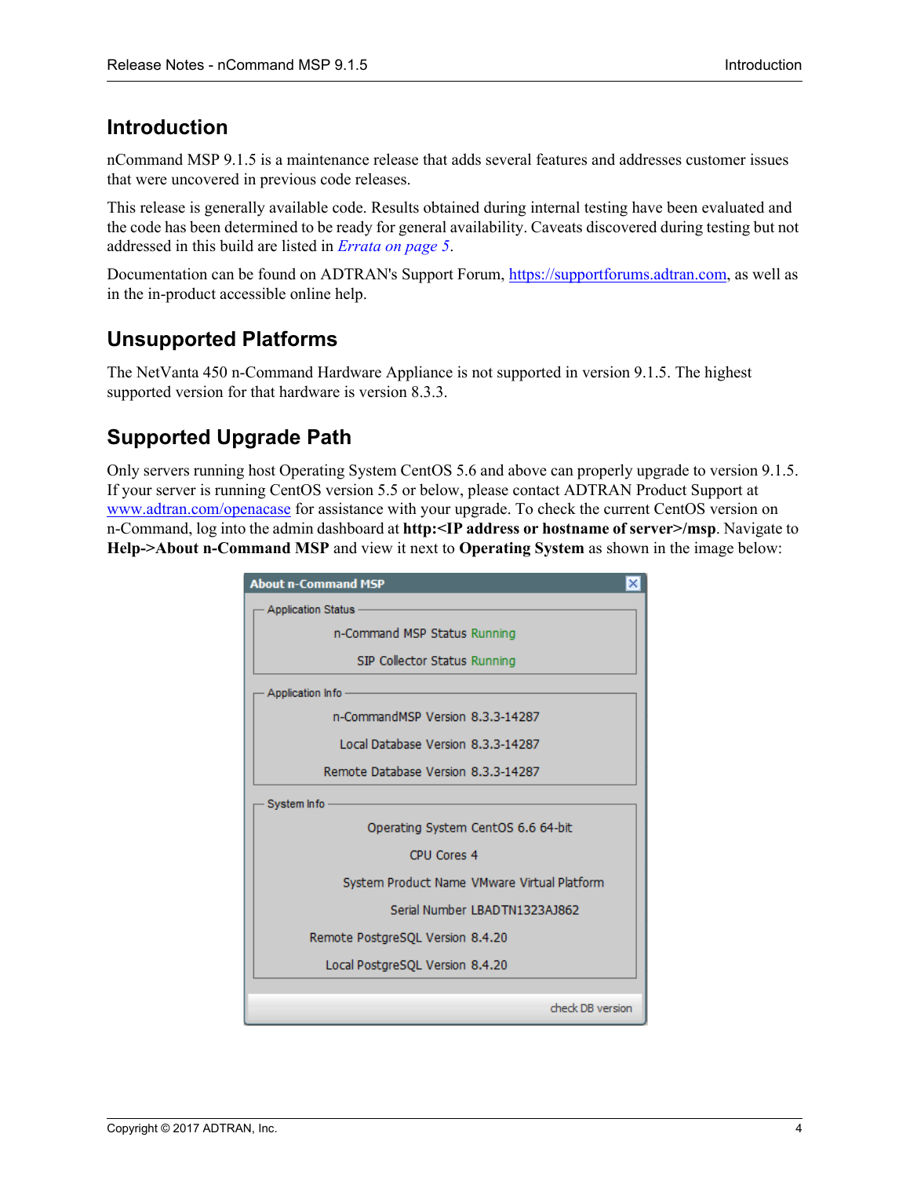## Introduction

nCommand MSP 9.1.5 is a maintenance release that adds several features and addresses customer issues that were uncovered in previous code releases.

This release is generally available code. Results obtained during internal testing have been evaluated and the code has been determined to be ready for general availability. Caveats discovered during testing but not addressed in this build are listed in *Errata on page 5*.

Documentation can be found on ADTRAN's Support Forum, https://supportforums.adtran.com, as well as in the in-product accessible online help.

## Unsupported Platforms

The NetVanta 450 n-Command Hardware Appliance is not supported in version 9.1.5. The highest supported version for that hardware is version 8.3.3.

## Supported Upgrade Path

Only servers running host Operating System CentOS 5.6 and above can properly upgrade to version 9.1.5. If your server is running CentOS version 5.5 or below, please contact ADTRAN Product Support at www.adtran.com/openacase for assistance with your upgrade. To check the current CentOS version on n-Command, log into the admin dashboard at **http:<IP address or hostname of server>/msp**. Navigate to **Help->About n-Command MSP** and view it next to **Operating System** as shown in the image below:

**About n-Command MSP**

Application Status

- n-Command MSP Status Running
- SIP Collector Status Running

Application Info

- n-CommandMSP Version 8.3.3-14287
- Local Database Version 8.3.3-14287
- Remote Database Version 8.3.3-14287

System Info

- Operating System CentOS 6.6 64-bit
- CPU Cores 4
- System Product Name VMware Virtual Platform
- Serial Number LBADTN1323AJ862
- Remote PostgreSQL Version 8.4.20
- Local PostgreSQL Version 8.4.20

check DB version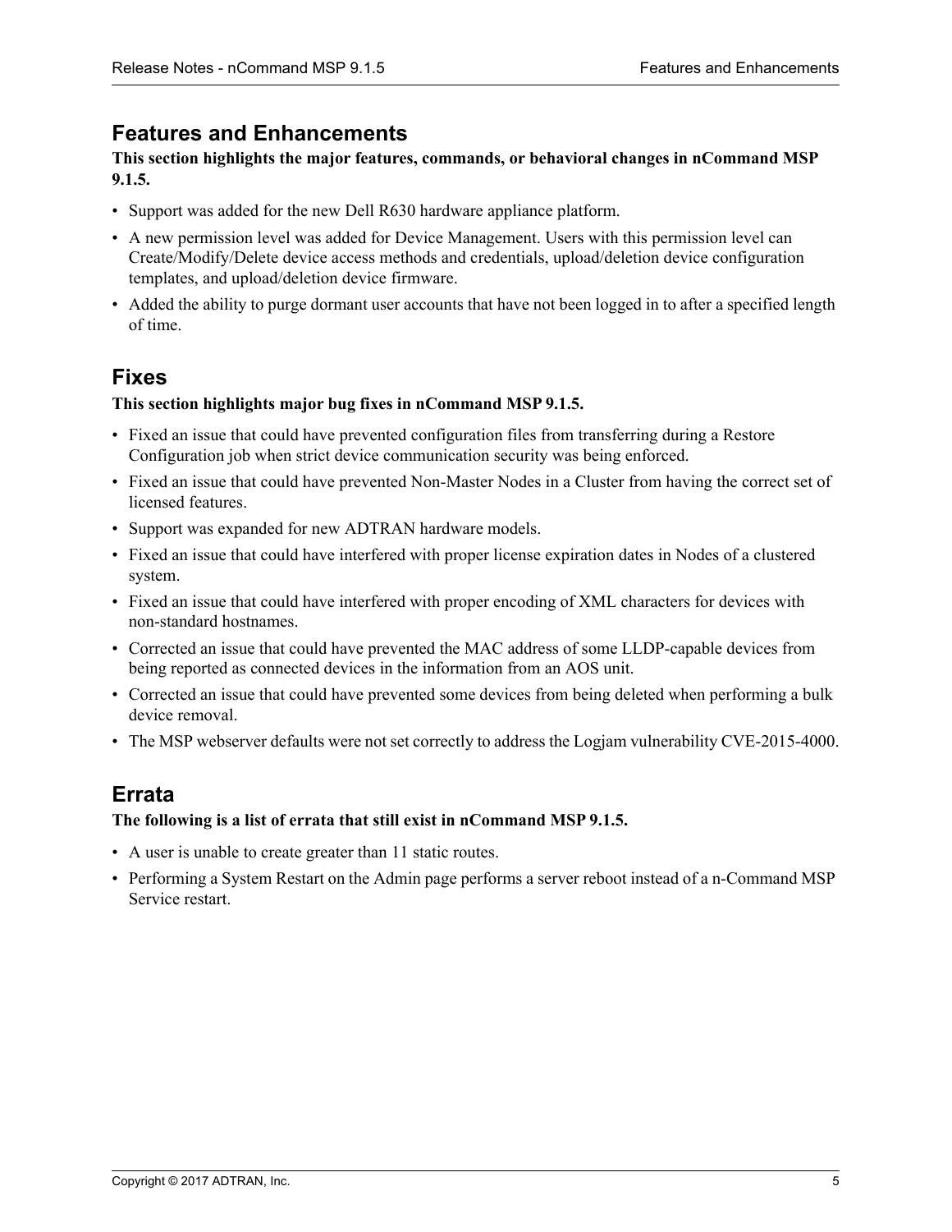## Features and Enhancements

**This section highlights the major features, commands, or behavioral changes in nCommand MSP 9.1.5.**

- Support was added for the new Dell R630 hardware appliance platform.
- A new permission level was added for Device Management. Users with this permission level can Create/Modify/Delete device access methods and credentials, upload/deletion device configuration templates, and upload/deletion device firmware.
- Added the ability to purge dormant user accounts that have not been logged in to after a specified length of time.

## Fixes

**This section highlights major bug fixes in nCommand MSP 9.1.5.**

- Fixed an issue that could have prevented configuration files from transferring during a Restore Configuration job when strict device communication security was being enforced.
- Fixed an issue that could have prevented Non-Master Nodes in a Cluster from having the correct set of licensed features.
- Support was expanded for new ADTRAN hardware models.
- Fixed an issue that could have interfered with proper license expiration dates in Nodes of a clustered system.
- Fixed an issue that could have interfered with proper encoding of XML characters for devices with non-standard hostnames.
- Corrected an issue that could have prevented the MAC address of some LLDP-capable devices from being reported as connected devices in the information from an AOS unit.
- Corrected an issue that could have prevented some devices from being deleted when performing a bulk device removal.
- The MSP webserver defaults were not set correctly to address the Logjam vulnerability CVE-2015-4000.

## Errata

**The following is a list of errata that still exist in nCommand MSP 9.1.5.**

- A user is unable to create greater than 11 static routes.
- Performing a System Restart on the Admin page performs a server reboot instead of a n-Command MSP Service restart.